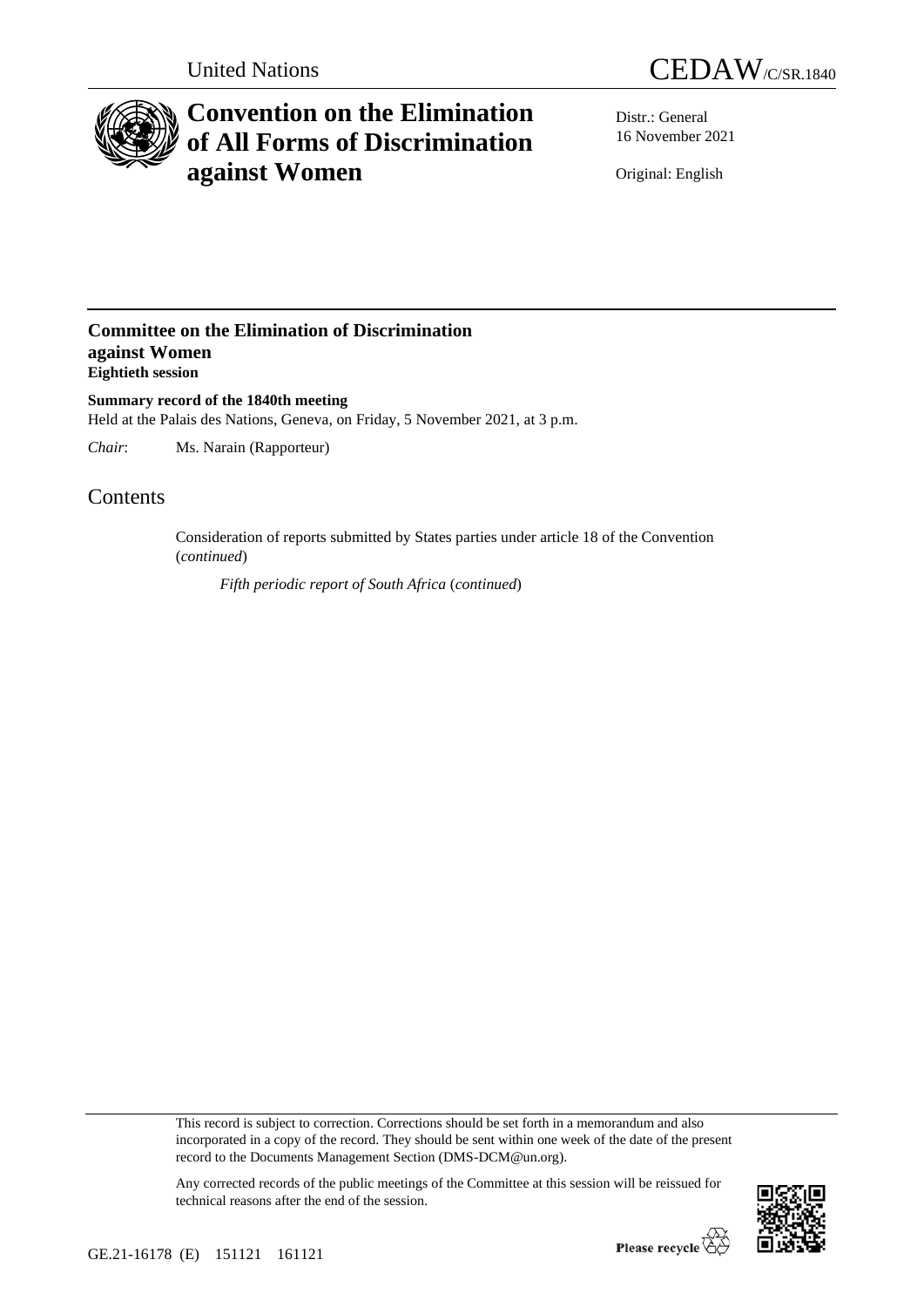United Nations

CEDAW/C/SR.1840

# Convention on the Elimination of All Forms of Discrimination against Women

Distr.: General
16 November 2021

Original: English

## Committee on the Elimination of Discrimination against Women
**Eightieth session**

**Summary record of the 1840th meeting**
Held at the Palais des Nations, Geneva, on Friday, 5 November 2021, at 3 p.m.

*Chair*: Ms. Narain (Rapporteur)

# Contents

Consideration of reports submitted by States parties under article 18 of the Convention (*continued*)

*Fifth periodic report of South Africa* (*continued*)

This record is subject to correction. Corrections should be set forth in a memorandum and also incorporated in a copy of the record. They should be sent within one week of the date of the present record to the Documents Management Section (DMS-DCM@un.org).

Any corrected records of the public meetings of the Committee at this session will be reissued for technical reasons after the end of the session.

GE.21-16178 (E) 151121 161121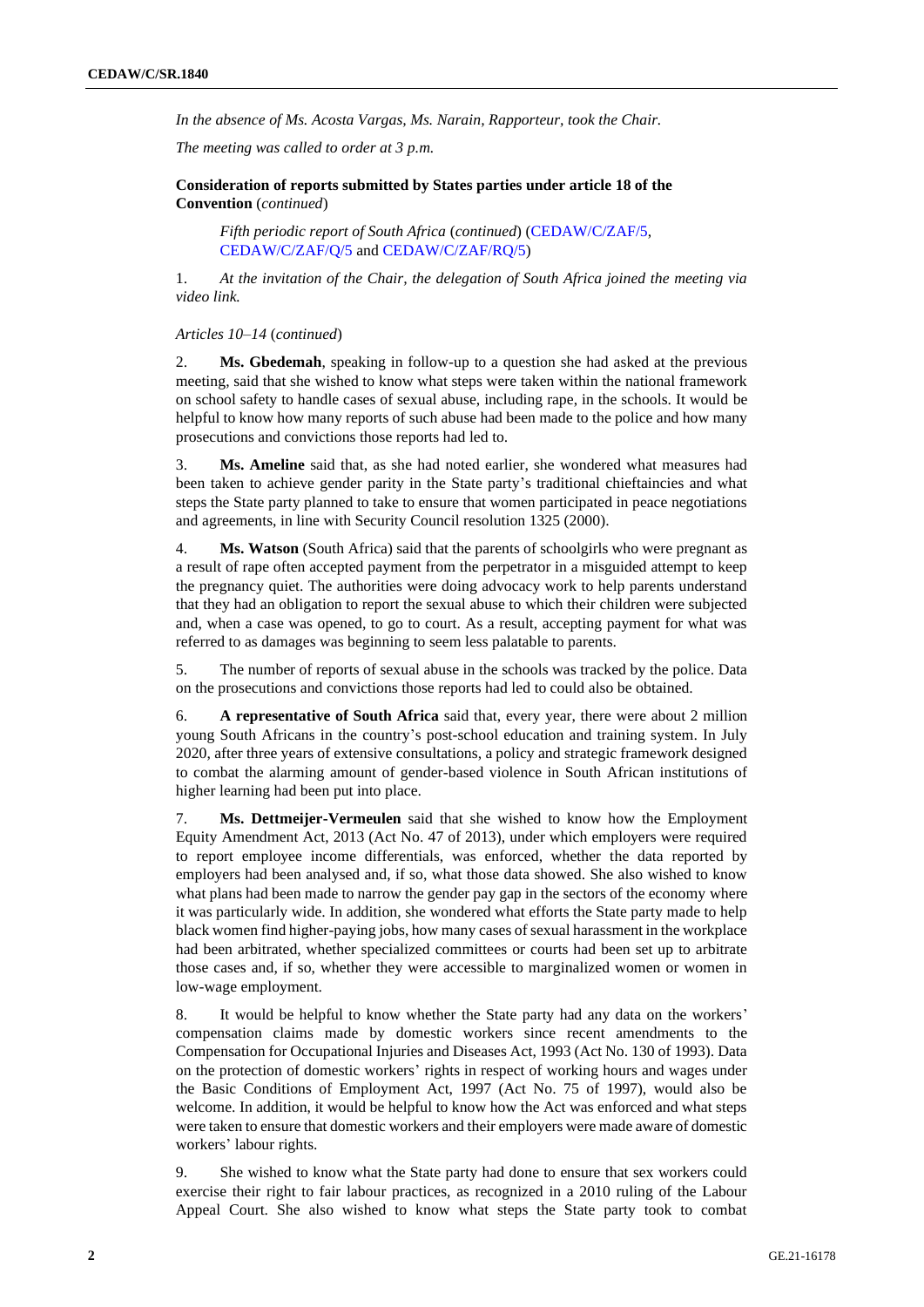*In the absence of Ms. Acosta Vargas, Ms. Narain, Rapporteur, took the Chair.*

*The meeting was called to order at 3 p.m.*

**Consideration of reports submitted by States parties under article 18 of the Convention** (*continued*)

*Fifth periodic report of South Africa* (*continued*) (CEDAW/C/ZAF/5, CEDAW/C/ZAF/Q/5 and CEDAW/C/ZAF/RQ/5)

1. *At the invitation of the Chair, the delegation of South Africa joined the meeting via video link.*

*Articles 10–14* (*continued*)

2. **Ms. Gbedemah**, speaking in follow-up to a question she had asked at the previous meeting, said that she wished to know what steps were taken within the national framework on school safety to handle cases of sexual abuse, including rape, in the schools. It would be helpful to know how many reports of such abuse had been made to the police and how many prosecutions and convictions those reports had led to.

3. **Ms. Ameline** said that, as she had noted earlier, she wondered what measures had been taken to achieve gender parity in the State party's traditional chieftaincies and what steps the State party planned to take to ensure that women participated in peace negotiations and agreements, in line with Security Council resolution 1325 (2000).

4. **Ms. Watson** (South Africa) said that the parents of schoolgirls who were pregnant as a result of rape often accepted payment from the perpetrator in a misguided attempt to keep the pregnancy quiet. The authorities were doing advocacy work to help parents understand that they had an obligation to report the sexual abuse to which their children were subjected and, when a case was opened, to go to court. As a result, accepting payment for what was referred to as damages was beginning to seem less palatable to parents.

5. The number of reports of sexual abuse in the schools was tracked by the police. Data on the prosecutions and convictions those reports had led to could also be obtained.

6. **A representative of South Africa** said that, every year, there were about 2 million young South Africans in the country's post-school education and training system. In July 2020, after three years of extensive consultations, a policy and strategic framework designed to combat the alarming amount of gender-based violence in South African institutions of higher learning had been put into place.

7. **Ms. Dettmeijer-Vermeulen** said that she wished to know how the Employment Equity Amendment Act, 2013 (Act No. 47 of 2013), under which employers were required to report employee income differentials, was enforced, whether the data reported by employers had been analysed and, if so, what those data showed. She also wished to know what plans had been made to narrow the gender pay gap in the sectors of the economy where it was particularly wide. In addition, she wondered what efforts the State party made to help black women find higher-paying jobs, how many cases of sexual harassment in the workplace had been arbitrated, whether specialized committees or courts had been set up to arbitrate those cases and, if so, whether they were accessible to marginalized women or women in low-wage employment.

8. It would be helpful to know whether the State party had any data on the workers' compensation claims made by domestic workers since recent amendments to the Compensation for Occupational Injuries and Diseases Act, 1993 (Act No. 130 of 1993). Data on the protection of domestic workers' rights in respect of working hours and wages under the Basic Conditions of Employment Act, 1997 (Act No. 75 of 1997), would also be welcome. In addition, it would be helpful to know how the Act was enforced and what steps were taken to ensure that domestic workers and their employers were made aware of domestic workers' labour rights.

9. She wished to know what the State party had done to ensure that sex workers could exercise their right to fair labour practices, as recognized in a 2010 ruling of the Labour Appeal Court. She also wished to know what steps the State party took to combat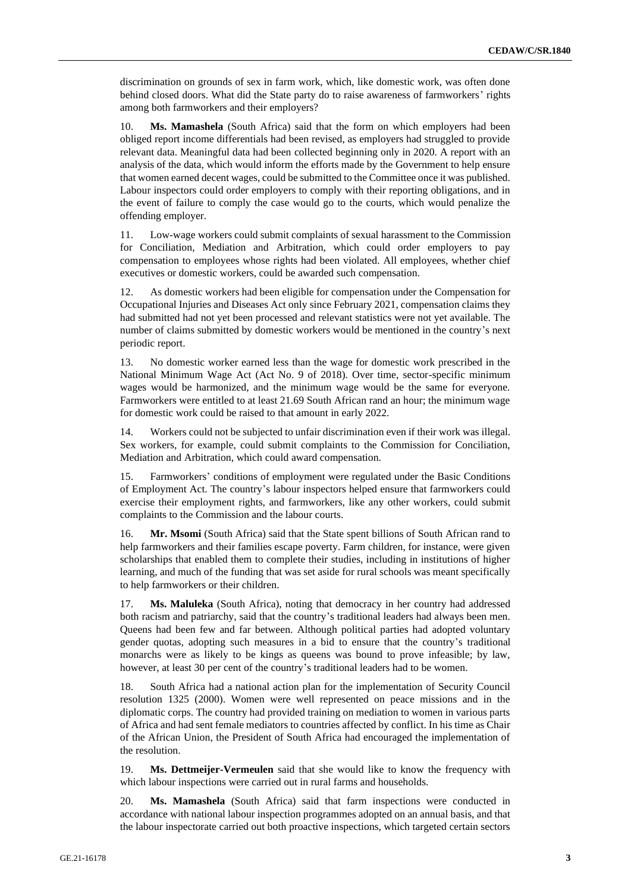discrimination on grounds of sex in farm work, which, like domestic work, was often done behind closed doors. What did the State party do to raise awareness of farmworkers' rights among both farmworkers and their employers?

10. **Ms. Mamashela** (South Africa) said that the form on which employers had been obliged report income differentials had been revised, as employers had struggled to provide relevant data. Meaningful data had been collected beginning only in 2020. A report with an analysis of the data, which would inform the efforts made by the Government to help ensure that women earned decent wages, could be submitted to the Committee once it was published. Labour inspectors could order employers to comply with their reporting obligations, and in the event of failure to comply the case would go to the courts, which would penalize the offending employer.

11. Low-wage workers could submit complaints of sexual harassment to the Commission for Conciliation, Mediation and Arbitration, which could order employers to pay compensation to employees whose rights had been violated. All employees, whether chief executives or domestic workers, could be awarded such compensation.

12. As domestic workers had been eligible for compensation under the Compensation for Occupational Injuries and Diseases Act only since February 2021, compensation claims they had submitted had not yet been processed and relevant statistics were not yet available. The number of claims submitted by domestic workers would be mentioned in the country's next periodic report.

13. No domestic worker earned less than the wage for domestic work prescribed in the National Minimum Wage Act (Act No. 9 of 2018). Over time, sector-specific minimum wages would be harmonized, and the minimum wage would be the same for everyone. Farmworkers were entitled to at least 21.69 South African rand an hour; the minimum wage for domestic work could be raised to that amount in early 2022.

14. Workers could not be subjected to unfair discrimination even if their work was illegal. Sex workers, for example, could submit complaints to the Commission for Conciliation, Mediation and Arbitration, which could award compensation.

15. Farmworkers' conditions of employment were regulated under the Basic Conditions of Employment Act. The country's labour inspectors helped ensure that farmworkers could exercise their employment rights, and farmworkers, like any other workers, could submit complaints to the Commission and the labour courts.

16. **Mr. Msomi** (South Africa) said that the State spent billions of South African rand to help farmworkers and their families escape poverty. Farm children, for instance, were given scholarships that enabled them to complete their studies, including in institutions of higher learning, and much of the funding that was set aside for rural schools was meant specifically to help farmworkers or their children.

17. **Ms. Maluleka** (South Africa), noting that democracy in her country had addressed both racism and patriarchy, said that the country's traditional leaders had always been men. Queens had been few and far between. Although political parties had adopted voluntary gender quotas, adopting such measures in a bid to ensure that the country's traditional monarchs were as likely to be kings as queens was bound to prove infeasible; by law, however, at least 30 per cent of the country's traditional leaders had to be women.

18. South Africa had a national action plan for the implementation of Security Council resolution 1325 (2000). Women were well represented on peace missions and in the diplomatic corps. The country had provided training on mediation to women in various parts of Africa and had sent female mediators to countries affected by conflict. In his time as Chair of the African Union, the President of South Africa had encouraged the implementation of the resolution.

19. **Ms. Dettmeijer-Vermeulen** said that she would like to know the frequency with which labour inspections were carried out in rural farms and households.

20. **Ms. Mamashela** (South Africa) said that farm inspections were conducted in accordance with national labour inspection programmes adopted on an annual basis, and that the labour inspectorate carried out both proactive inspections, which targeted certain sectors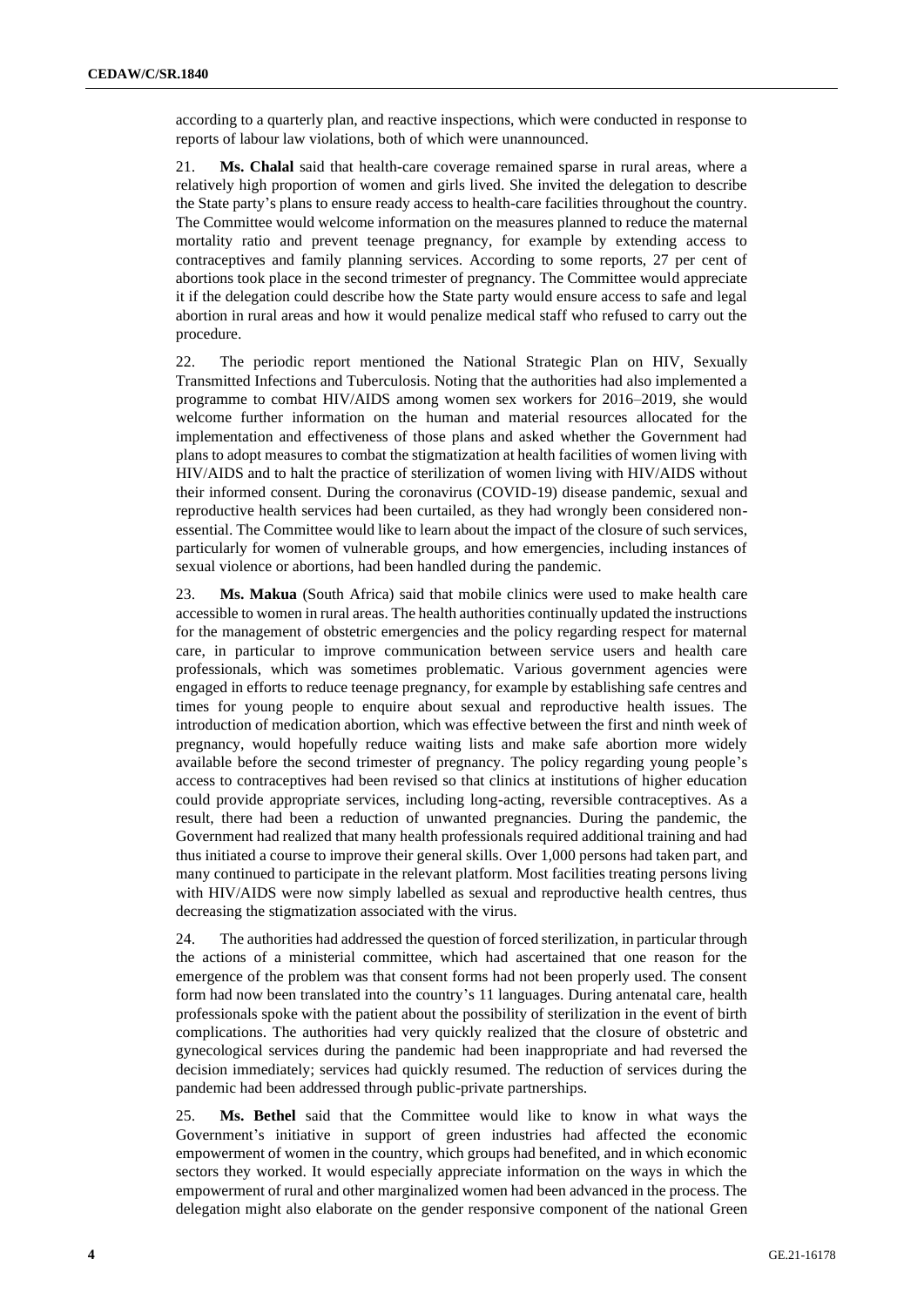according to a quarterly plan, and reactive inspections, which were conducted in response to reports of labour law violations, both of which were unannounced.

21. **Ms. Chalal** said that health-care coverage remained sparse in rural areas, where a relatively high proportion of women and girls lived. She invited the delegation to describe the State party's plans to ensure ready access to health-care facilities throughout the country. The Committee would welcome information on the measures planned to reduce the maternal mortality ratio and prevent teenage pregnancy, for example by extending access to contraceptives and family planning services. According to some reports, 27 per cent of abortions took place in the second trimester of pregnancy. The Committee would appreciate it if the delegation could describe how the State party would ensure access to safe and legal abortion in rural areas and how it would penalize medical staff who refused to carry out the procedure.

22. The periodic report mentioned the National Strategic Plan on HIV, Sexually Transmitted Infections and Tuberculosis. Noting that the authorities had also implemented a programme to combat HIV/AIDS among women sex workers for 2016–2019, she would welcome further information on the human and material resources allocated for the implementation and effectiveness of those plans and asked whether the Government had plans to adopt measures to combat the stigmatization at health facilities of women living with HIV/AIDS and to halt the practice of sterilization of women living with HIV/AIDS without their informed consent. During the coronavirus (COVID-19) disease pandemic, sexual and reproductive health services had been curtailed, as they had wrongly been considered non-essential. The Committee would like to learn about the impact of the closure of such services, particularly for women of vulnerable groups, and how emergencies, including instances of sexual violence or abortions, had been handled during the pandemic.

23. **Ms. Makua** (South Africa) said that mobile clinics were used to make health care accessible to women in rural areas. The health authorities continually updated the instructions for the management of obstetric emergencies and the policy regarding respect for maternal care, in particular to improve communication between service users and health care professionals, which was sometimes problematic. Various government agencies were engaged in efforts to reduce teenage pregnancy, for example by establishing safe centres and times for young people to enquire about sexual and reproductive health issues. The introduction of medication abortion, which was effective between the first and ninth week of pregnancy, would hopefully reduce waiting lists and make safe abortion more widely available before the second trimester of pregnancy. The policy regarding young people's access to contraceptives had been revised so that clinics at institutions of higher education could provide appropriate services, including long-acting, reversible contraceptives. As a result, there had been a reduction of unwanted pregnancies. During the pandemic, the Government had realized that many health professionals required additional training and had thus initiated a course to improve their general skills. Over 1,000 persons had taken part, and many continued to participate in the relevant platform. Most facilities treating persons living with HIV/AIDS were now simply labelled as sexual and reproductive health centres, thus decreasing the stigmatization associated with the virus.

24. The authorities had addressed the question of forced sterilization, in particular through the actions of a ministerial committee, which had ascertained that one reason for the emergence of the problem was that consent forms had not been properly used. The consent form had now been translated into the country's 11 languages. During antenatal care, health professionals spoke with the patient about the possibility of sterilization in the event of birth complications. The authorities had very quickly realized that the closure of obstetric and gynecological services during the pandemic had been inappropriate and had reversed the decision immediately; services had quickly resumed. The reduction of services during the pandemic had been addressed through public-private partnerships.

25. **Ms. Bethel** said that the Committee would like to know in what ways the Government's initiative in support of green industries had affected the economic empowerment of women in the country, which groups had benefited, and in which economic sectors they worked. It would especially appreciate information on the ways in which the empowerment of rural and other marginalized women had been advanced in the process. The delegation might also elaborate on the gender responsive component of the national Green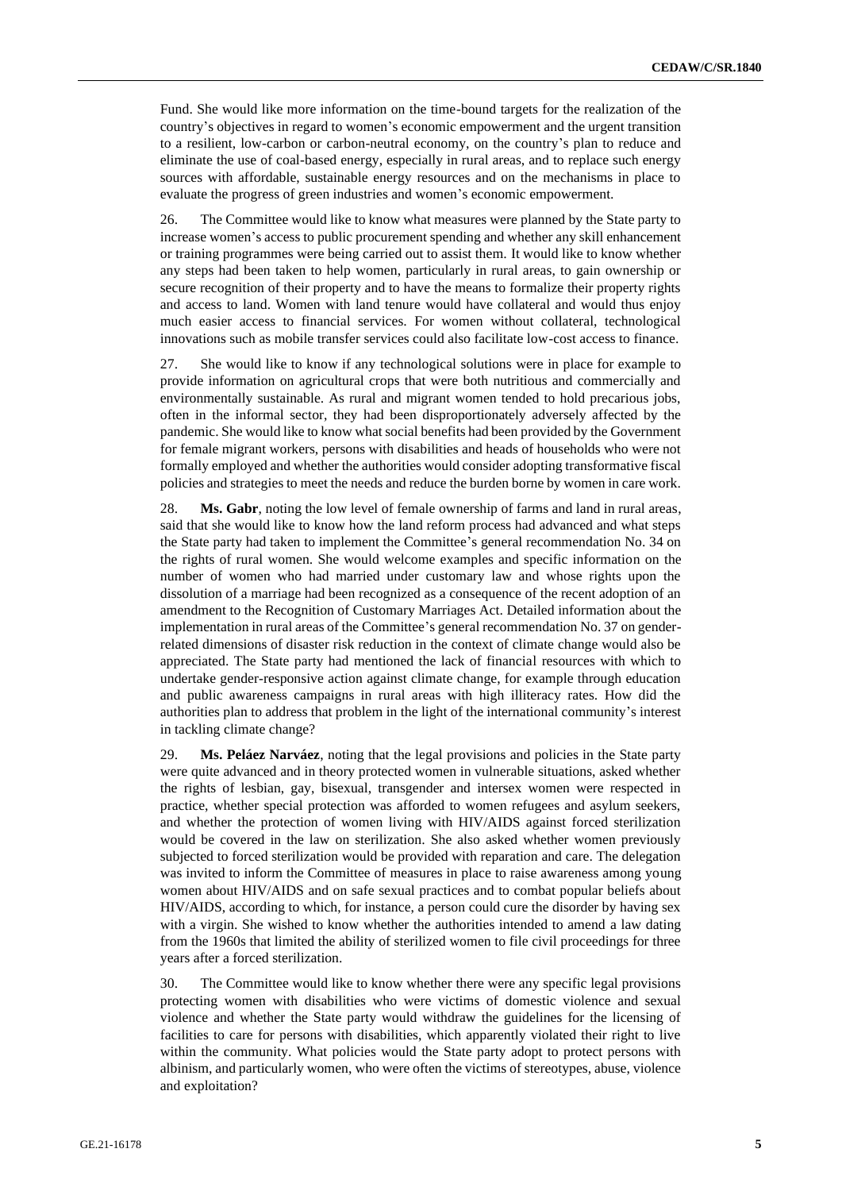Fund. She would like more information on the time-bound targets for the realization of the country's objectives in regard to women's economic empowerment and the urgent transition to a resilient, low-carbon or carbon-neutral economy, on the country's plan to reduce and eliminate the use of coal-based energy, especially in rural areas, and to replace such energy sources with affordable, sustainable energy resources and on the mechanisms in place to evaluate the progress of green industries and women's economic empowerment.

26. The Committee would like to know what measures were planned by the State party to increase women's access to public procurement spending and whether any skill enhancement or training programmes were being carried out to assist them. It would like to know whether any steps had been taken to help women, particularly in rural areas, to gain ownership or secure recognition of their property and to have the means to formalize their property rights and access to land. Women with land tenure would have collateral and would thus enjoy much easier access to financial services. For women without collateral, technological innovations such as mobile transfer services could also facilitate low-cost access to finance.

27. She would like to know if any technological solutions were in place for example to provide information on agricultural crops that were both nutritious and commercially and environmentally sustainable. As rural and migrant women tended to hold precarious jobs, often in the informal sector, they had been disproportionately adversely affected by the pandemic. She would like to know what social benefits had been provided by the Government for female migrant workers, persons with disabilities and heads of households who were not formally employed and whether the authorities would consider adopting transformative fiscal policies and strategies to meet the needs and reduce the burden borne by women in care work.

28. **Ms. Gabr**, noting the low level of female ownership of farms and land in rural areas, said that she would like to know how the land reform process had advanced and what steps the State party had taken to implement the Committee's general recommendation No. 34 on the rights of rural women. She would welcome examples and specific information on the number of women who had married under customary law and whose rights upon the dissolution of a marriage had been recognized as a consequence of the recent adoption of an amendment to the Recognition of Customary Marriages Act. Detailed information about the implementation in rural areas of the Committee's general recommendation No. 37 on gender-related dimensions of disaster risk reduction in the context of climate change would also be appreciated. The State party had mentioned the lack of financial resources with which to undertake gender-responsive action against climate change, for example through education and public awareness campaigns in rural areas with high illiteracy rates. How did the authorities plan to address that problem in the light of the international community's interest in tackling climate change?

29. **Ms. Peláez Narváez**, noting that the legal provisions and policies in the State party were quite advanced and in theory protected women in vulnerable situations, asked whether the rights of lesbian, gay, bisexual, transgender and intersex women were respected in practice, whether special protection was afforded to women refugees and asylum seekers, and whether the protection of women living with HIV/AIDS against forced sterilization would be covered in the law on sterilization. She also asked whether women previously subjected to forced sterilization would be provided with reparation and care. The delegation was invited to inform the Committee of measures in place to raise awareness among young women about HIV/AIDS and on safe sexual practices and to combat popular beliefs about HIV/AIDS, according to which, for instance, a person could cure the disorder by having sex with a virgin. She wished to know whether the authorities intended to amend a law dating from the 1960s that limited the ability of sterilized women to file civil proceedings for three years after a forced sterilization.

30. The Committee would like to know whether there were any specific legal provisions protecting women with disabilities who were victims of domestic violence and sexual violence and whether the State party would withdraw the guidelines for the licensing of facilities to care for persons with disabilities, which apparently violated their right to live within the community. What policies would the State party adopt to protect persons with albinism, and particularly women, who were often the victims of stereotypes, abuse, violence and exploitation?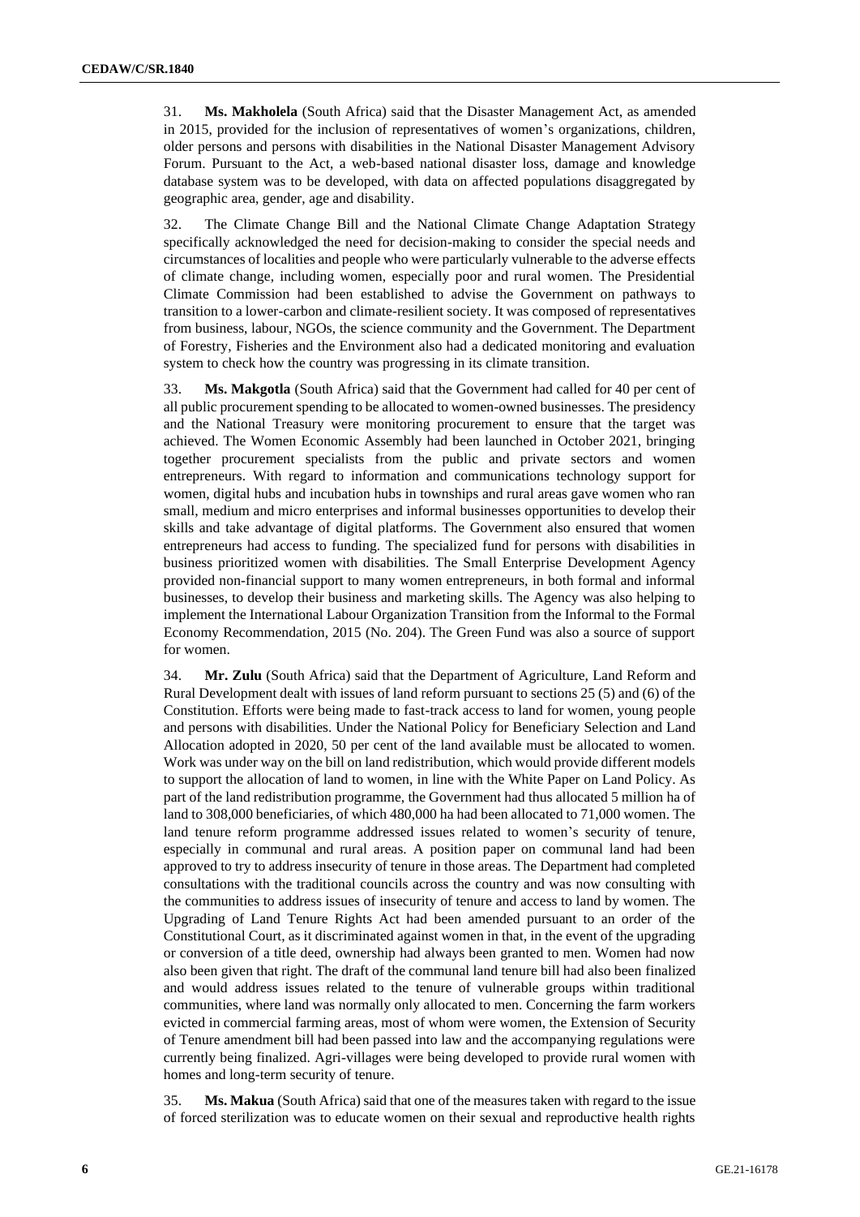31. **Ms. Makholela** (South Africa) said that the Disaster Management Act, as amended in 2015, provided for the inclusion of representatives of women's organizations, children, older persons and persons with disabilities in the National Disaster Management Advisory Forum. Pursuant to the Act, a web-based national disaster loss, damage and knowledge database system was to be developed, with data on affected populations disaggregated by geographic area, gender, age and disability.

32. The Climate Change Bill and the National Climate Change Adaptation Strategy specifically acknowledged the need for decision-making to consider the special needs and circumstances of localities and people who were particularly vulnerable to the adverse effects of climate change, including women, especially poor and rural women. The Presidential Climate Commission had been established to advise the Government on pathways to transition to a lower-carbon and climate-resilient society. It was composed of representatives from business, labour, NGOs, the science community and the Government. The Department of Forestry, Fisheries and the Environment also had a dedicated monitoring and evaluation system to check how the country was progressing in its climate transition.

33. **Ms. Makgotla** (South Africa) said that the Government had called for 40 per cent of all public procurement spending to be allocated to women-owned businesses. The presidency and the National Treasury were monitoring procurement to ensure that the target was achieved. The Women Economic Assembly had been launched in October 2021, bringing together procurement specialists from the public and private sectors and women entrepreneurs. With regard to information and communications technology support for women, digital hubs and incubation hubs in townships and rural areas gave women who ran small, medium and micro enterprises and informal businesses opportunities to develop their skills and take advantage of digital platforms. The Government also ensured that women entrepreneurs had access to funding. The specialized fund for persons with disabilities in business prioritized women with disabilities. The Small Enterprise Development Agency provided non-financial support to many women entrepreneurs, in both formal and informal businesses, to develop their business and marketing skills. The Agency was also helping to implement the International Labour Organization Transition from the Informal to the Formal Economy Recommendation, 2015 (No. 204). The Green Fund was also a source of support for women.

34. **Mr. Zulu** (South Africa) said that the Department of Agriculture, Land Reform and Rural Development dealt with issues of land reform pursuant to sections 25 (5) and (6) of the Constitution. Efforts were being made to fast-track access to land for women, young people and persons with disabilities. Under the National Policy for Beneficiary Selection and Land Allocation adopted in 2020, 50 per cent of the land available must be allocated to women. Work was under way on the bill on land redistribution, which would provide different models to support the allocation of land to women, in line with the White Paper on Land Policy. As part of the land redistribution programme, the Government had thus allocated 5 million ha of land to 308,000 beneficiaries, of which 480,000 ha had been allocated to 71,000 women. The land tenure reform programme addressed issues related to women's security of tenure, especially in communal and rural areas. A position paper on communal land had been approved to try to address insecurity of tenure in those areas. The Department had completed consultations with the traditional councils across the country and was now consulting with the communities to address issues of insecurity of tenure and access to land by women. The Upgrading of Land Tenure Rights Act had been amended pursuant to an order of the Constitutional Court, as it discriminated against women in that, in the event of the upgrading or conversion of a title deed, ownership had always been granted to men. Women had now also been given that right. The draft of the communal land tenure bill had also been finalized and would address issues related to the tenure of vulnerable groups within traditional communities, where land was normally only allocated to men. Concerning the farm workers evicted in commercial farming areas, most of whom were women, the Extension of Security of Tenure amendment bill had been passed into law and the accompanying regulations were currently being finalized. Agri-villages were being developed to provide rural women with homes and long-term security of tenure.

35. **Ms. Makua** (South Africa) said that one of the measures taken with regard to the issue of forced sterilization was to educate women on their sexual and reproductive health rights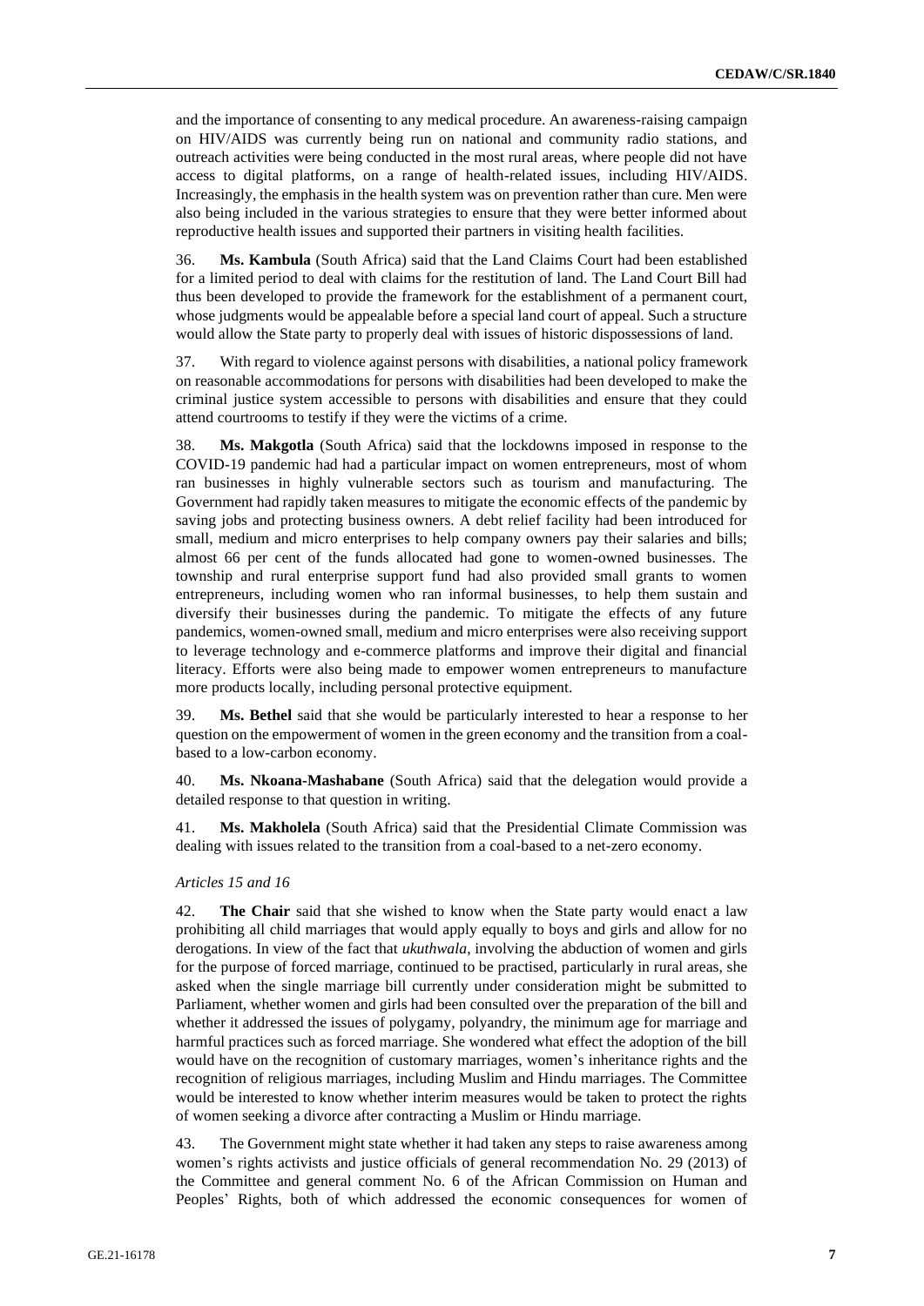and the importance of consenting to any medical procedure. An awareness-raising campaign on HIV/AIDS was currently being run on national and community radio stations, and outreach activities were being conducted in the most rural areas, where people did not have access to digital platforms, on a range of health-related issues, including HIV/AIDS. Increasingly, the emphasis in the health system was on prevention rather than cure. Men were also being included in the various strategies to ensure that they were better informed about reproductive health issues and supported their partners in visiting health facilities.

36. **Ms. Kambula** (South Africa) said that the Land Claims Court had been established for a limited period to deal with claims for the restitution of land. The Land Court Bill had thus been developed to provide the framework for the establishment of a permanent court, whose judgments would be appealable before a special land court of appeal. Such a structure would allow the State party to properly deal with issues of historic dispossessions of land.

37. With regard to violence against persons with disabilities, a national policy framework on reasonable accommodations for persons with disabilities had been developed to make the criminal justice system accessible to persons with disabilities and ensure that they could attend courtrooms to testify if they were the victims of a crime.

38. **Ms. Makgotla** (South Africa) said that the lockdowns imposed in response to the COVID-19 pandemic had had a particular impact on women entrepreneurs, most of whom ran businesses in highly vulnerable sectors such as tourism and manufacturing. The Government had rapidly taken measures to mitigate the economic effects of the pandemic by saving jobs and protecting business owners. A debt relief facility had been introduced for small, medium and micro enterprises to help company owners pay their salaries and bills; almost 66 per cent of the funds allocated had gone to women-owned businesses. The township and rural enterprise support fund had also provided small grants to women entrepreneurs, including women who ran informal businesses, to help them sustain and diversify their businesses during the pandemic. To mitigate the effects of any future pandemics, women-owned small, medium and micro enterprises were also receiving support to leverage technology and e-commerce platforms and improve their digital and financial literacy. Efforts were also being made to empower women entrepreneurs to manufacture more products locally, including personal protective equipment.

39. **Ms. Bethel** said that she would be particularly interested to hear a response to her question on the empowerment of women in the green economy and the transition from a coal-based to a low-carbon economy.

40. **Ms. Nkoana-Mashabane** (South Africa) said that the delegation would provide a detailed response to that question in writing.

41. **Ms. Makholela** (South Africa) said that the Presidential Climate Commission was dealing with issues related to the transition from a coal-based to a net-zero economy.

*Articles 15 and 16*

42. **The Chair** said that she wished to know when the State party would enact a law prohibiting all child marriages that would apply equally to boys and girls and allow for no derogations. In view of the fact that *ukuthwala*, involving the abduction of women and girls for the purpose of forced marriage, continued to be practised, particularly in rural areas, she asked when the single marriage bill currently under consideration might be submitted to Parliament, whether women and girls had been consulted over the preparation of the bill and whether it addressed the issues of polygamy, polyandry, the minimum age for marriage and harmful practices such as forced marriage. She wondered what effect the adoption of the bill would have on the recognition of customary marriages, women's inheritance rights and the recognition of religious marriages, including Muslim and Hindu marriages. The Committee would be interested to know whether interim measures would be taken to protect the rights of women seeking a divorce after contracting a Muslim or Hindu marriage.

43. The Government might state whether it had taken any steps to raise awareness among women's rights activists and justice officials of general recommendation No. 29 (2013) of the Committee and general comment No. 6 of the African Commission on Human and Peoples' Rights, both of which addressed the economic consequences for women of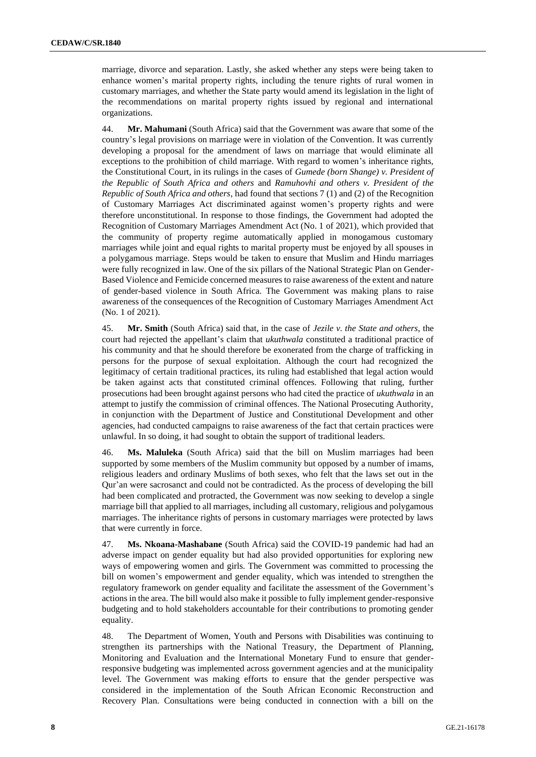marriage, divorce and separation. Lastly, she asked whether any steps were being taken to enhance women's marital property rights, including the tenure rights of rural women in customary marriages, and whether the State party would amend its legislation in the light of the recommendations on marital property rights issued by regional and international organizations.

44. **Mr. Mahumani** (South Africa) said that the Government was aware that some of the country's legal provisions on marriage were in violation of the Convention. It was currently developing a proposal for the amendment of laws on marriage that would eliminate all exceptions to the prohibition of child marriage. With regard to women's inheritance rights, the Constitutional Court, in its rulings in the cases of *Gumede (born Shange) v. President of the Republic of South Africa and others* and *Ramuhovhi and others v. President of the Republic of South Africa and others*, had found that sections 7 (1) and (2) of the Recognition of Customary Marriages Act discriminated against women's property rights and were therefore unconstitutional. In response to those findings, the Government had adopted the Recognition of Customary Marriages Amendment Act (No. 1 of 2021), which provided that the community of property regime automatically applied in monogamous customary marriages while joint and equal rights to marital property must be enjoyed by all spouses in a polygamous marriage. Steps would be taken to ensure that Muslim and Hindu marriages were fully recognized in law. One of the six pillars of the National Strategic Plan on Gender-Based Violence and Femicide concerned measures to raise awareness of the extent and nature of gender-based violence in South Africa. The Government was making plans to raise awareness of the consequences of the Recognition of Customary Marriages Amendment Act (No. 1 of 2021).

45. **Mr. Smith** (South Africa) said that, in the case of *Jezile v. the State and others*, the court had rejected the appellant's claim that *ukuthwala* constituted a traditional practice of his community and that he should therefore be exonerated from the charge of trafficking in persons for the purpose of sexual exploitation. Although the court had recognized the legitimacy of certain traditional practices, its ruling had established that legal action would be taken against acts that constituted criminal offences. Following that ruling, further prosecutions had been brought against persons who had cited the practice of *ukuthwala* in an attempt to justify the commission of criminal offences. The National Prosecuting Authority, in conjunction with the Department of Justice and Constitutional Development and other agencies, had conducted campaigns to raise awareness of the fact that certain practices were unlawful. In so doing, it had sought to obtain the support of traditional leaders.

46. **Ms. Maluleka** (South Africa) said that the bill on Muslim marriages had been supported by some members of the Muslim community but opposed by a number of imams, religious leaders and ordinary Muslims of both sexes, who felt that the laws set out in the Qur'an were sacrosanct and could not be contradicted. As the process of developing the bill had been complicated and protracted, the Government was now seeking to develop a single marriage bill that applied to all marriages, including all customary, religious and polygamous marriages. The inheritance rights of persons in customary marriages were protected by laws that were currently in force.

47. **Ms. Nkoana-Mashabane** (South Africa) said the COVID-19 pandemic had had an adverse impact on gender equality but had also provided opportunities for exploring new ways of empowering women and girls. The Government was committed to processing the bill on women's empowerment and gender equality, which was intended to strengthen the regulatory framework on gender equality and facilitate the assessment of the Government's actions in the area. The bill would also make it possible to fully implement gender-responsive budgeting and to hold stakeholders accountable for their contributions to promoting gender equality.

48. The Department of Women, Youth and Persons with Disabilities was continuing to strengthen its partnerships with the National Treasury, the Department of Planning, Monitoring and Evaluation and the International Monetary Fund to ensure that gender-responsive budgeting was implemented across government agencies and at the municipality level. The Government was making efforts to ensure that the gender perspective was considered in the implementation of the South African Economic Reconstruction and Recovery Plan. Consultations were being conducted in connection with a bill on the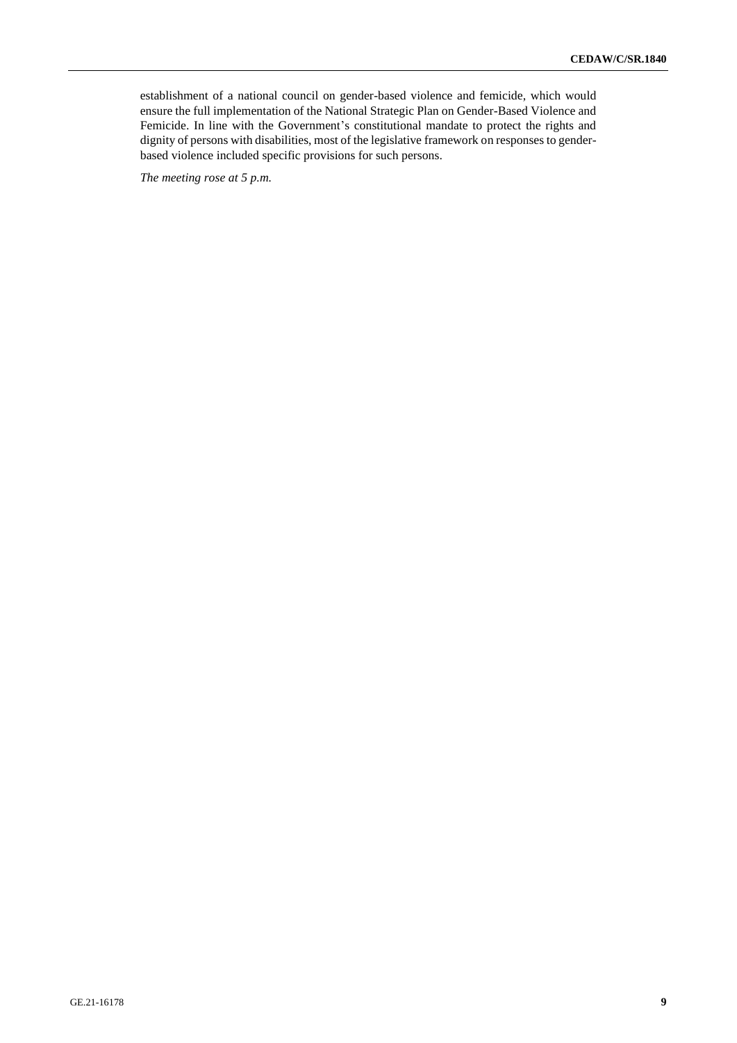establishment of a national council on gender-based violence and femicide, which would ensure the full implementation of the National Strategic Plan on Gender-Based Violence and Femicide. In line with the Government's constitutional mandate to protect the rights and dignity of persons with disabilities, most of the legislative framework on responses to gender-based violence included specific provisions for such persons.

*The meeting rose at 5 p.m.*